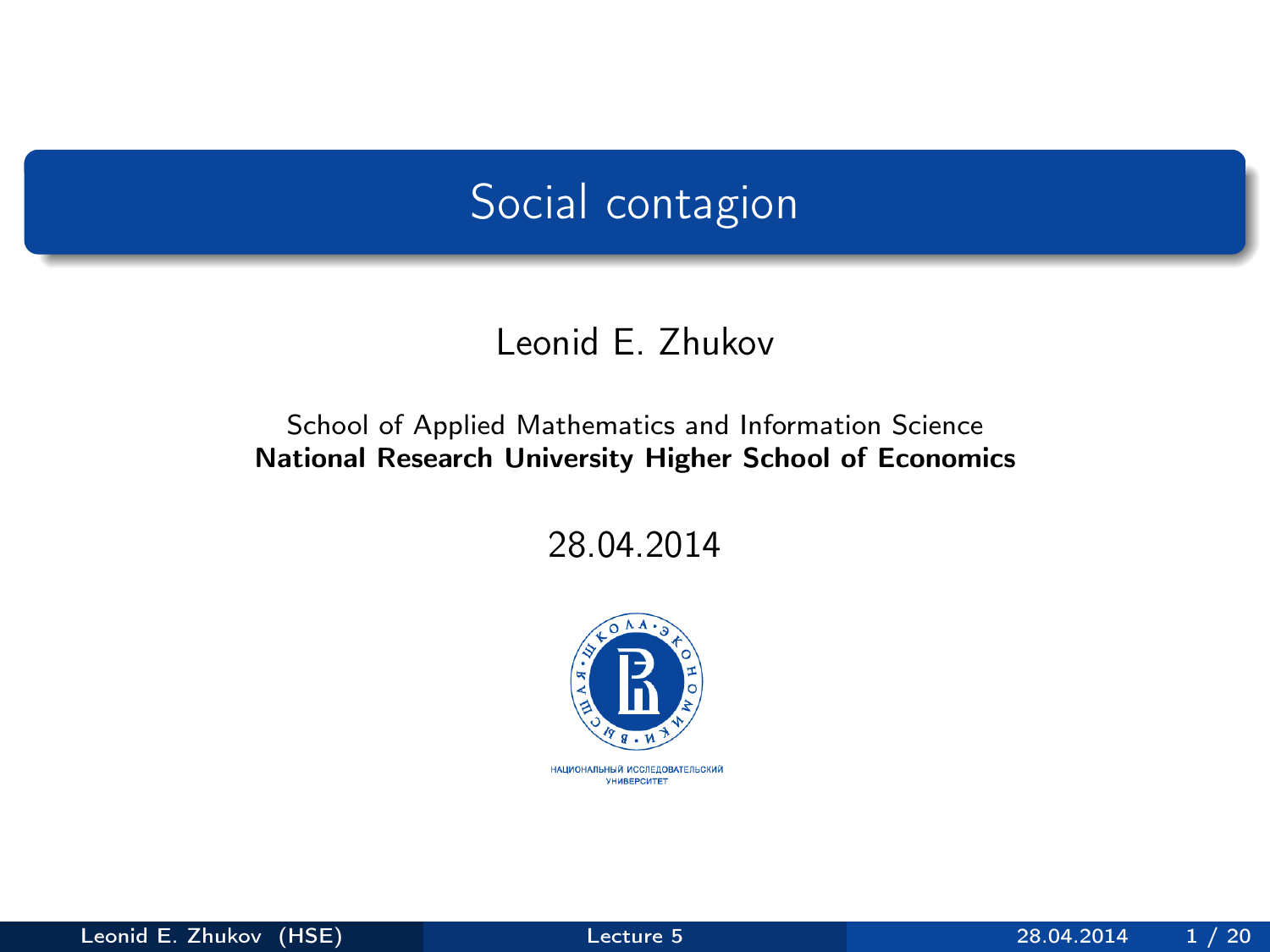# Social contagion

Leonid E. Zhukov

School of Applied Mathematics and Information Science
**National Research University Higher School of Economics**

28.04.2014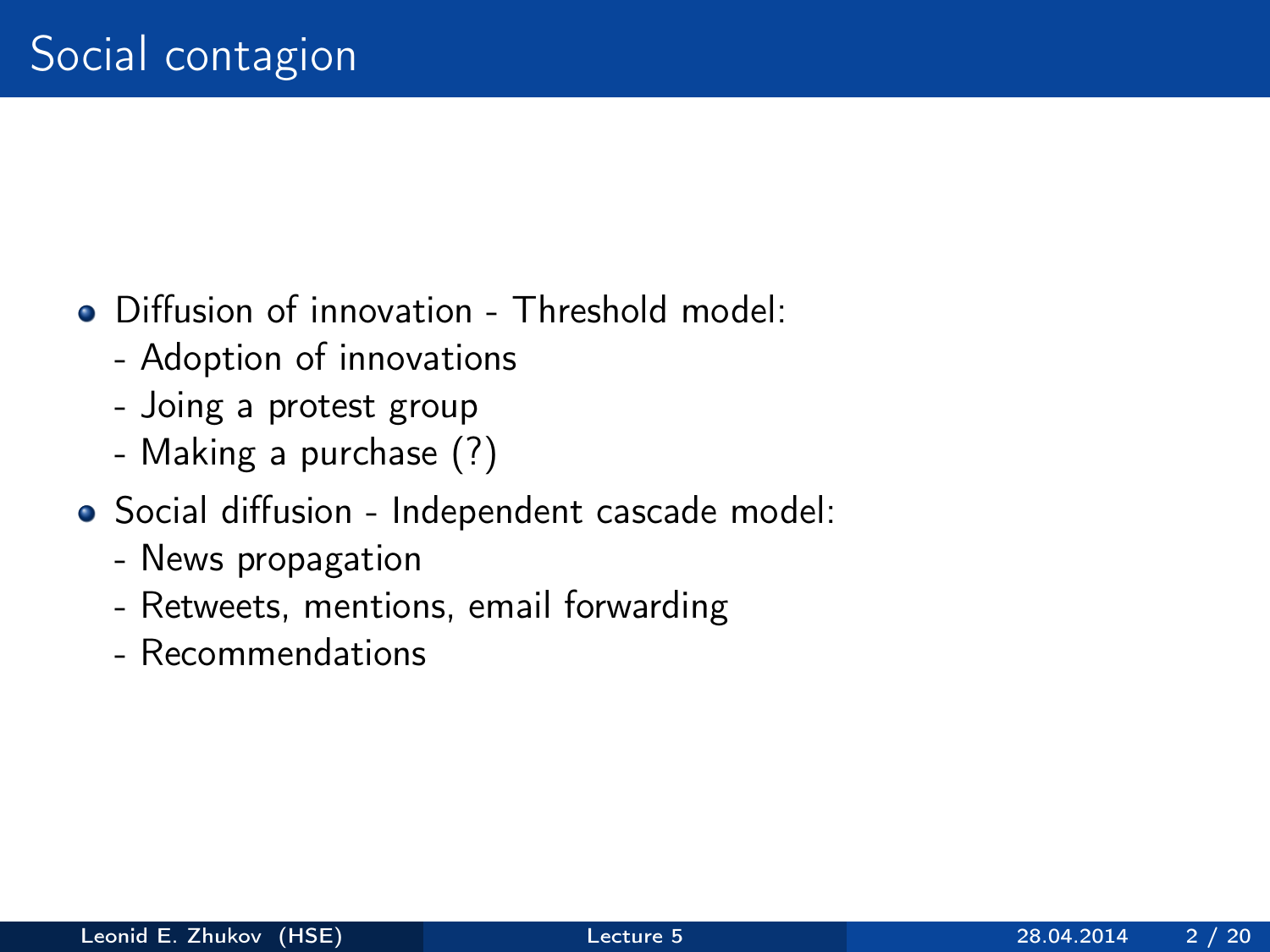# Social contagion

- Diffusion of innovation - Threshold model:
  - Adoption of innovations
  - Joing a protest group
  - Making a purchase (?)
- Social diffusion - Independent cascade model:
  - News propagation
  - Retweets, mentions, email forwarding
  - Recommendations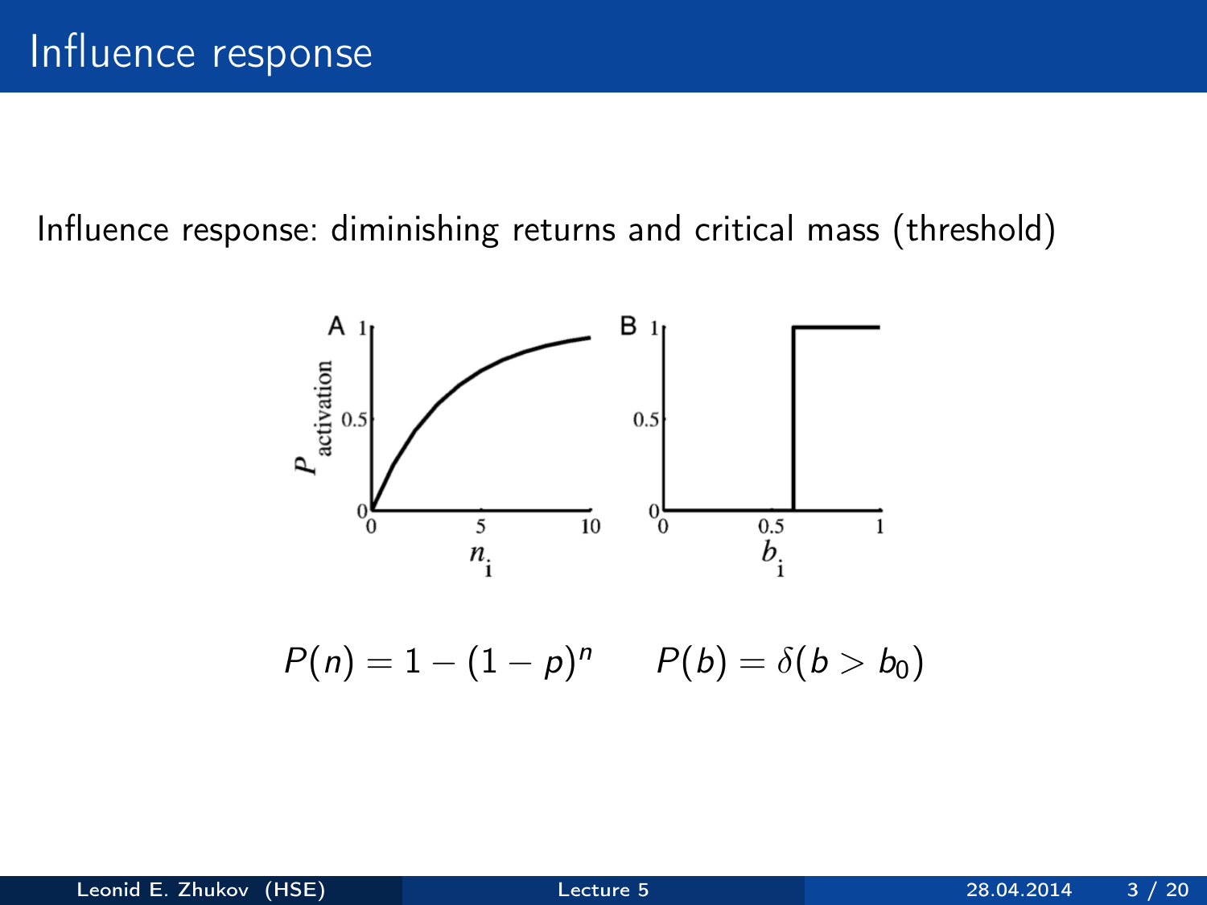# Influence response

Influence response: diminishing returns and critical mass (threshold)

$$P(n) = 1 - (1 - p)^n \qquad P(b) = \delta(b > b_0)$$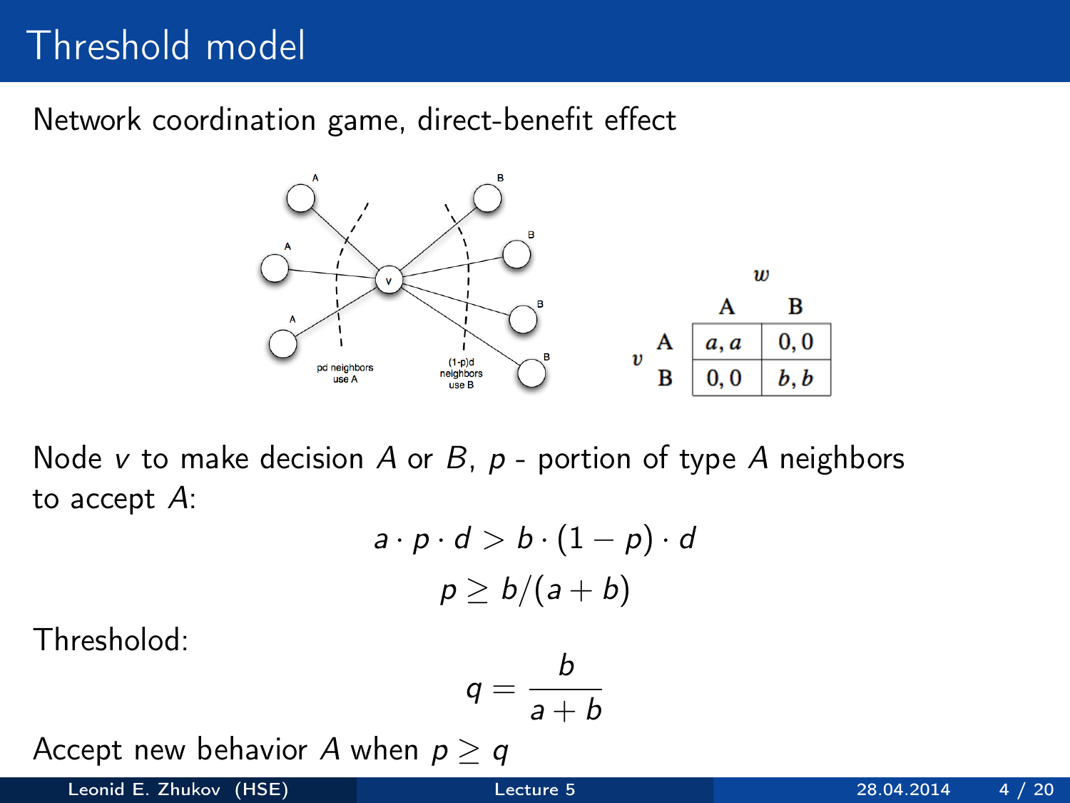# Threshold model

Network coordination game, direct-benefit effect

|   |   | *w* |   |
|---|---|---|---|
|   |   | A | B |
| *v* | A | $a, a$ | $0, 0$ |
|   | B | $0, 0$ | $b, b$ |

Node $v$ to make decision $A$ or $B$, $p$ - portion of type $A$ neighbors to accept $A$:

$$a \cdot p \cdot d > b \cdot (1 - p) \cdot d$$

$$p \geq b/(a + b)$$

Thresholod:

$$q = \frac{b}{a + b}$$

Accept new behavior $A$ when $p \geq q$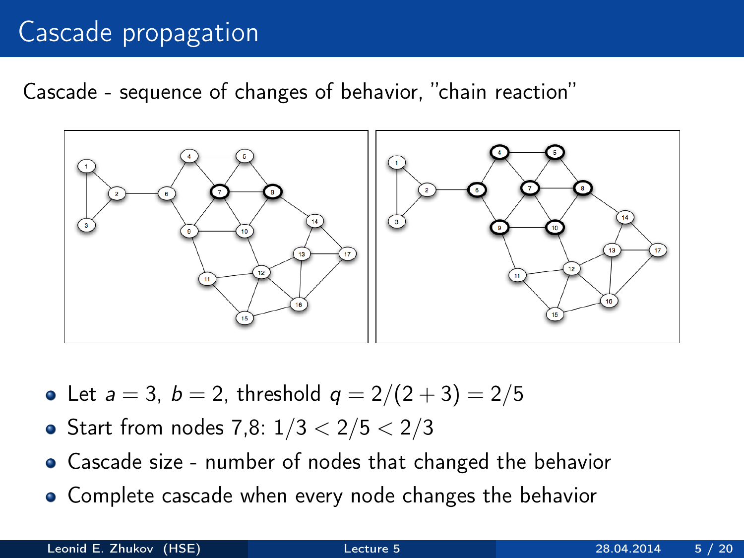# Cascade propagation

Cascade - sequence of changes of behavior, "chain reaction"

- Let $a = 3$, $b = 2$, threshold $q = 2/(2+3) = 2/5$
- Start from nodes 7,8: $1/3 < 2/5 < 2/3$
- Cascade size - number of nodes that changed the behavior
- Complete cascade when every node changes the behavior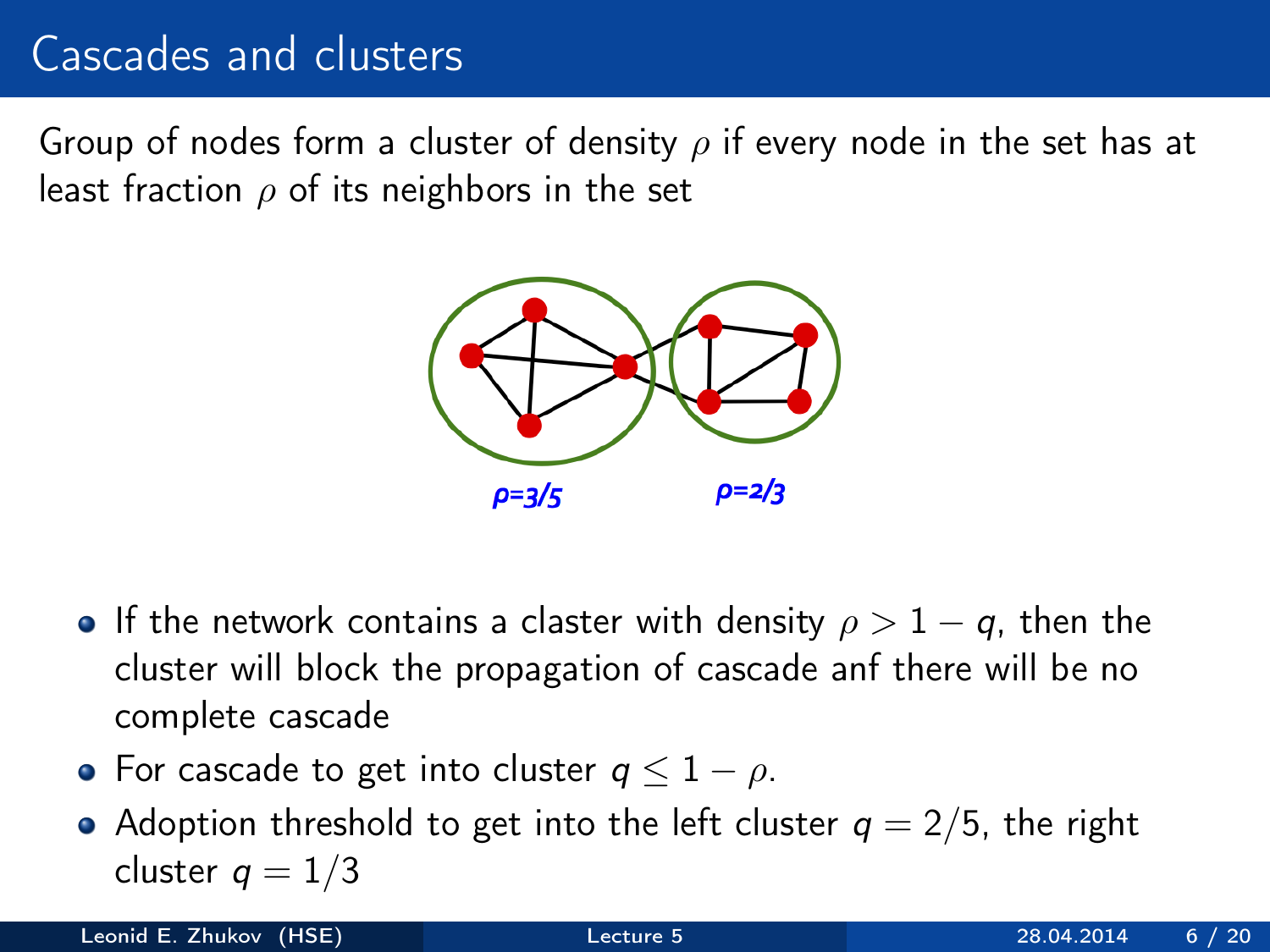# Cascades and clusters

Group of nodes form a cluster of density $\rho$ if every node in the set has at least fraction $\rho$ of its neighbors in the set

$\rho$=3/5 $\rho$=2/3

- If the network contains a claster with density $\rho > 1 - q$, then the cluster will block the propagation of cascade anf there will be no complete cascade
- For cascade to get into cluster $q \leq 1 - \rho$.
- Adoption threshold to get into the left cluster $q = 2/5$, the right cluster $q = 1/3$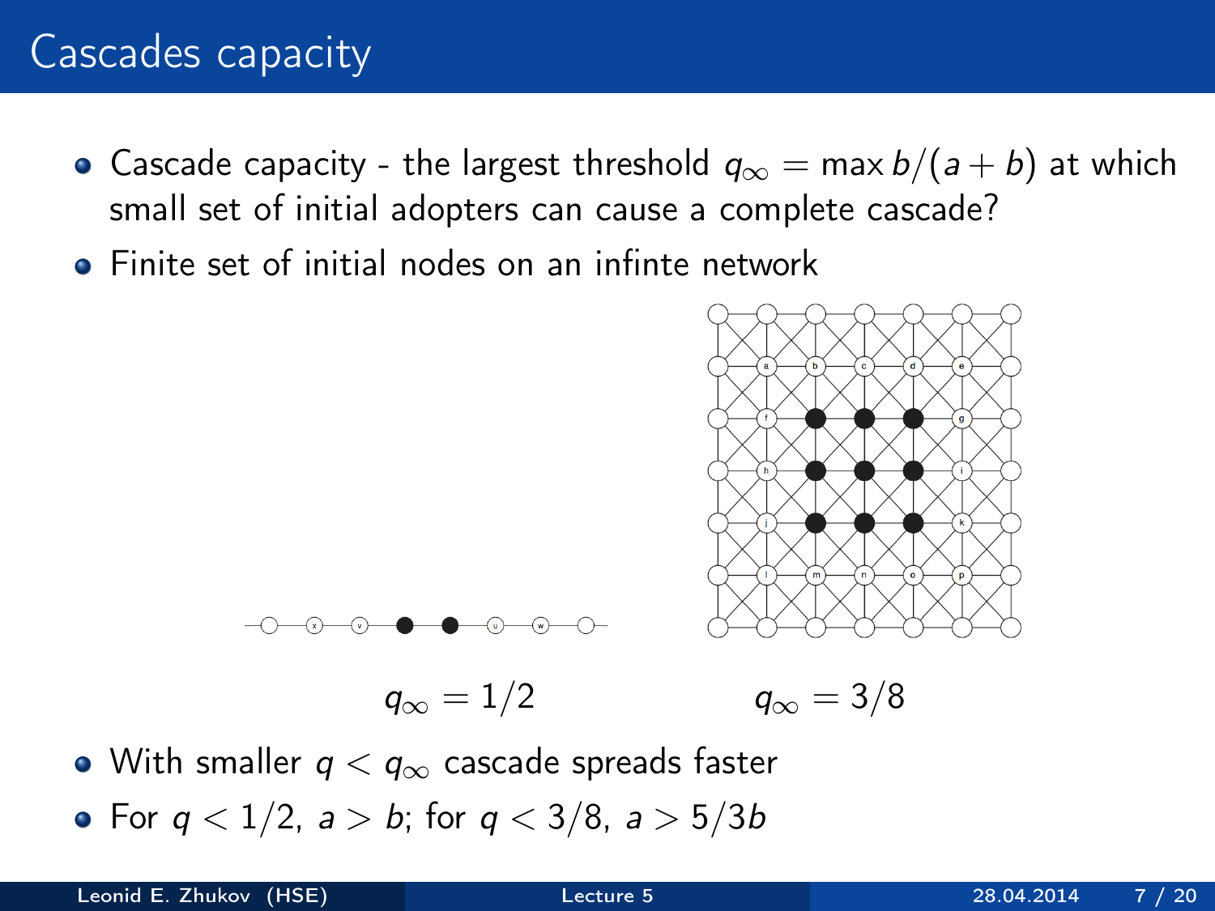# Cascades capacity

- Cascade capacity - the largest threshold $q_\infty = \max b/(a+b)$ at which small set of initial adopters can cause a complete cascade?
- Finite set of initial nodes on an infinte network

$q_\infty = 1/2$ $\qquad$ $q_\infty = 3/8$

- With smaller $q < q_\infty$ cascade spreads faster
- For $q < 1/2$, $a > b$; for $q < 3/8$, $a > 5/3b$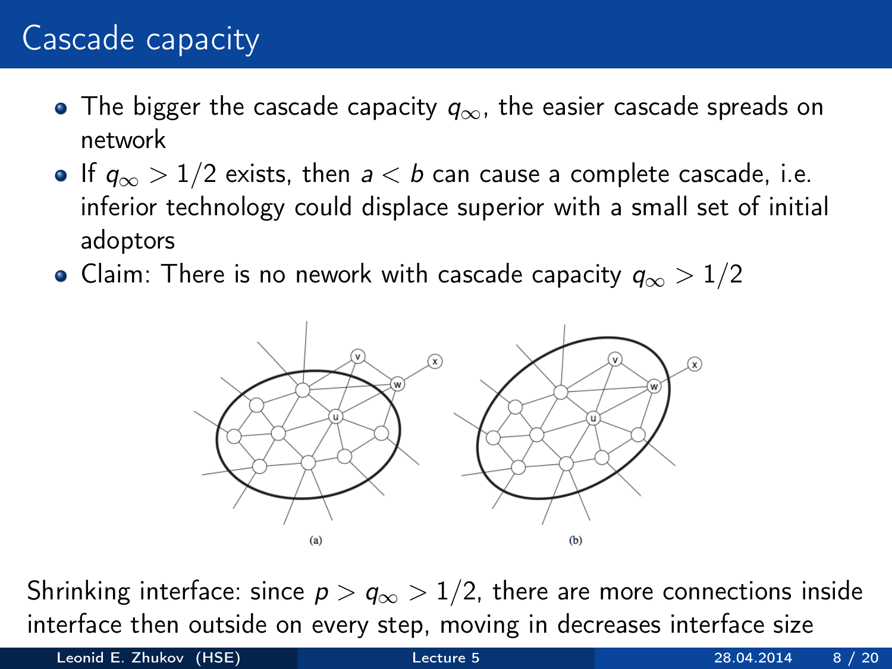# Cascade capacity

- The bigger the cascade capacity $q_\infty$, the easier cascade spreads on network
- If $q_\infty > 1/2$ exists, then $a < b$ can cause a complete cascade, i.e. inferior technology could displace superior with a small set of initial adoptors
- Claim: There is no nework with cascade capacity $q_\infty > 1/2$

(a) (b)

Shrinking interface: since $p > q_\infty > 1/2$, there are more connections inside interface then outside on every step, moving in decreases interface size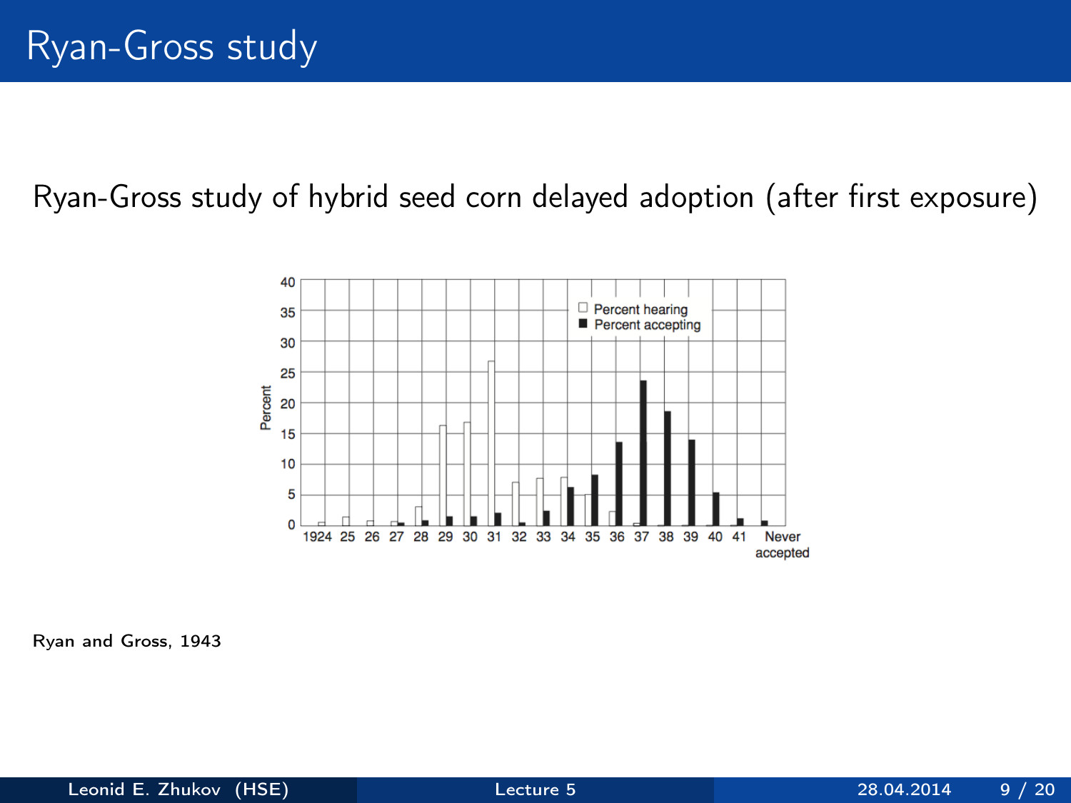# Ryan-Gross study

Ryan-Gross study of hybrid seed corn delayed adoption (after first exposure)

Ryan and Gross, 1943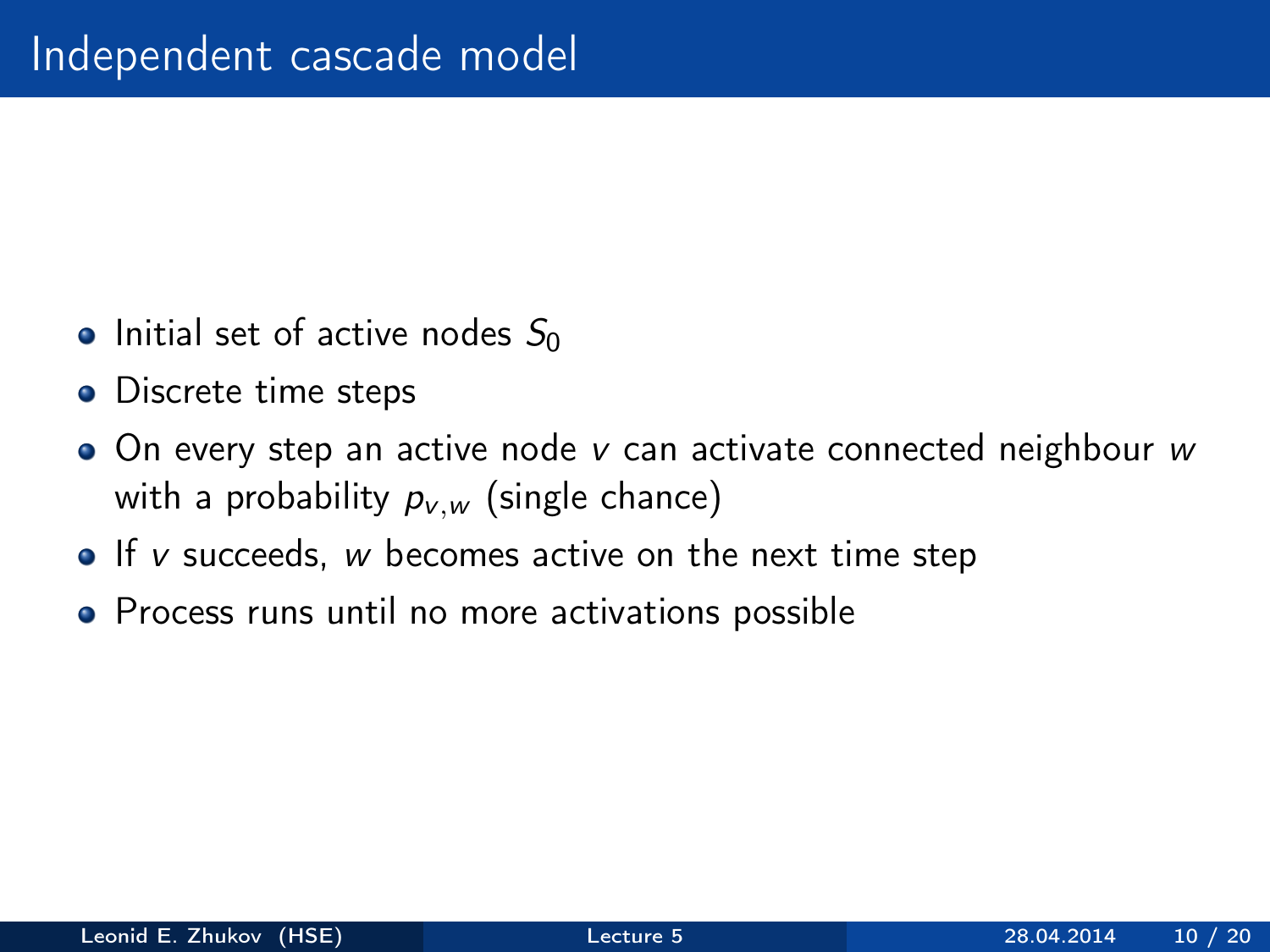# Independent cascade model

- Initial set of active nodes $S_0$
- Discrete time steps
- On every step an active node $v$ can activate connected neighbour $w$ with a probability $p_{v,w}$ (single chance)
- If $v$ succeeds, $w$ becomes active on the next time step
- Process runs until no more activations possible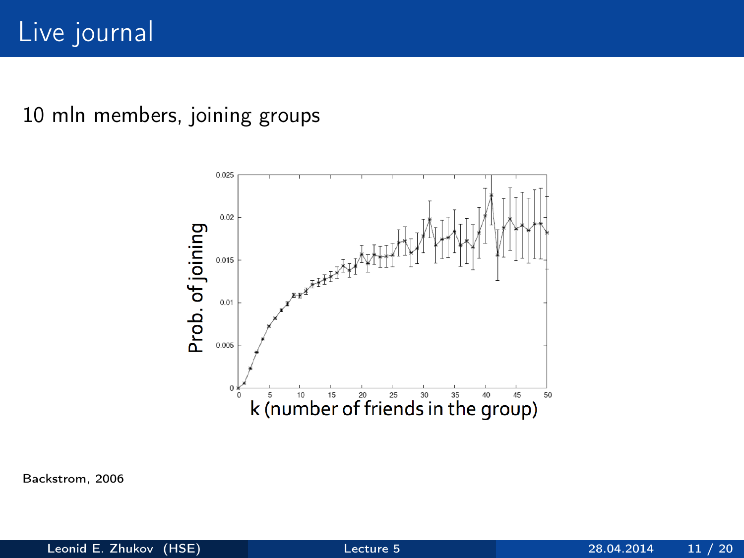# Live journal

10 mln members, joining groups

Backstrom, 2006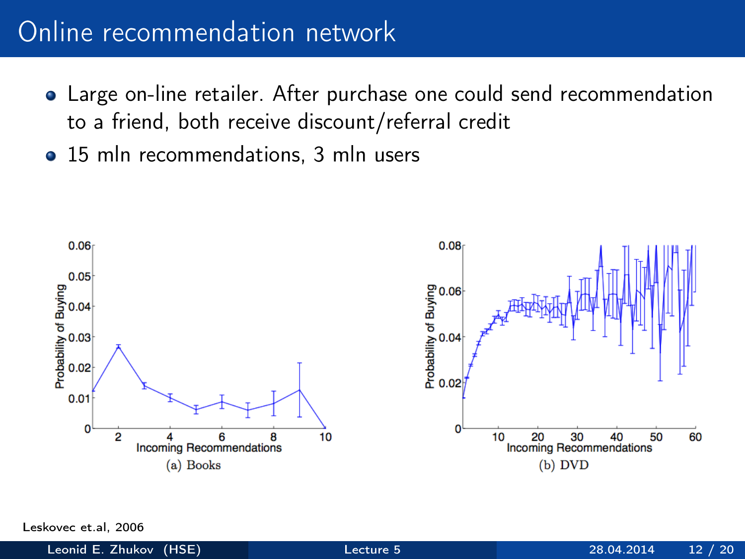# Online recommendation network

- Large on-line retailer. After purchase one could send recommendation to a friend, both receive discount/referral credit
- 15 mln recommendations, 3 mln users

(a) Books

(b) DVD

Leskovec et.al, 2006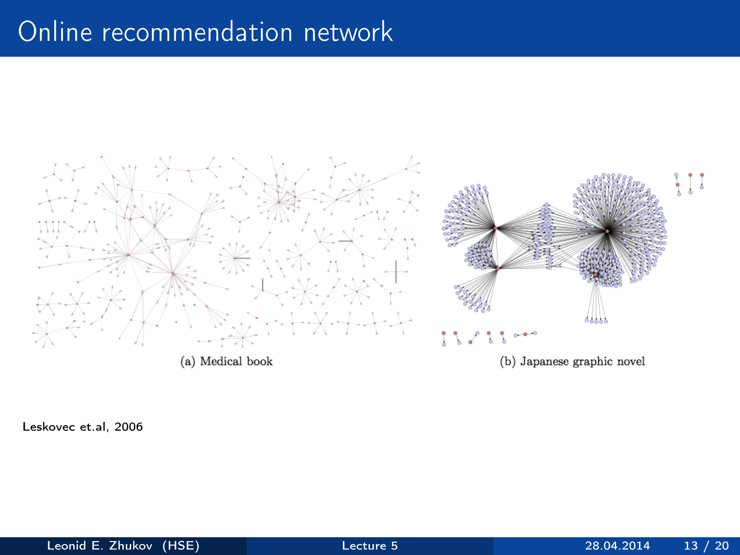# Online recommendation network

(a) Medical book

(b) Japanese graphic novel

Leskovec et.al, 2006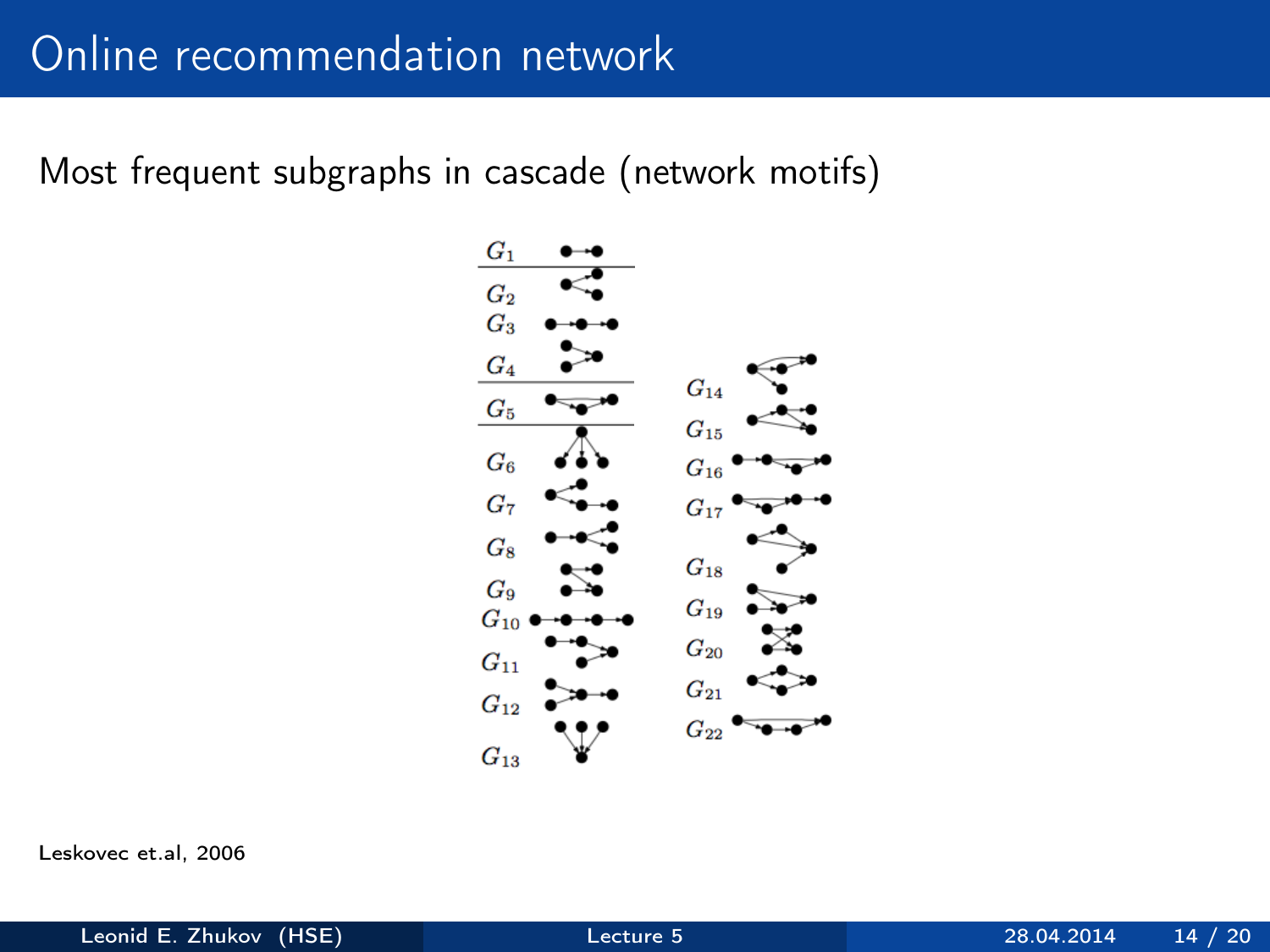# Online recommendation network

Most frequent subgraphs in cascade (network motifs)

$G_1$ $G_2$ $G_3$ $G_4$ $G_5$ $G_6$ $G_7$ $G_8$ $G_9$ $G_{10}$ $G_{11}$ $G_{12}$ $G_{13}$ $G_{14}$ $G_{15}$ $G_{16}$ $G_{17}$ $G_{18}$ $G_{19}$ $G_{20}$ $G_{21}$ $G_{22}$

Leskovec et.al, 2006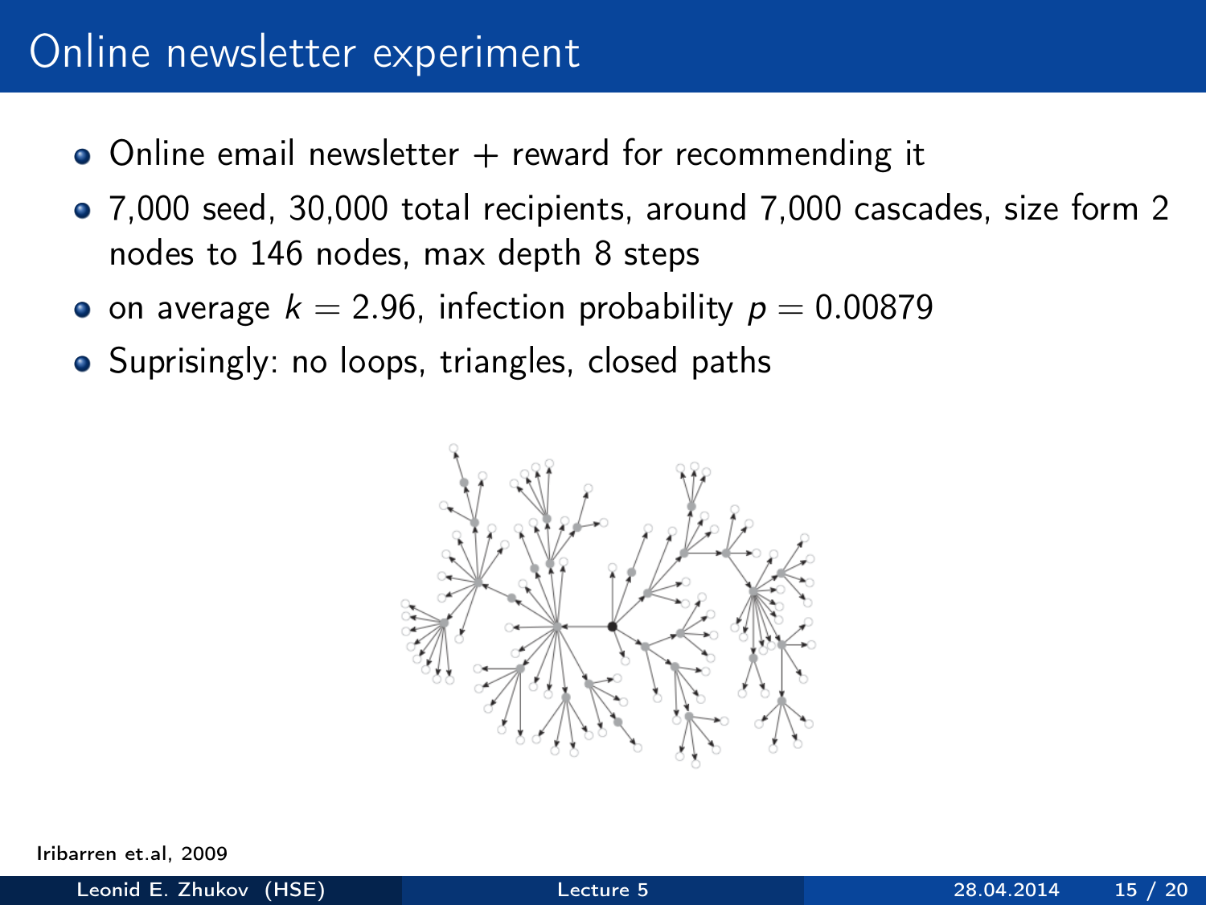# Online newsletter experiment

- Online email newsletter + reward for recommending it
- 7,000 seed, 30,000 total recipients, around 7,000 cascades, size form 2 nodes to 146 nodes, max depth 8 steps
- on average $k = 2.96$, infection probability $p = 0.00879$
- Suprisingly: no loops, triangles, closed paths

Iribarren et.al, 2009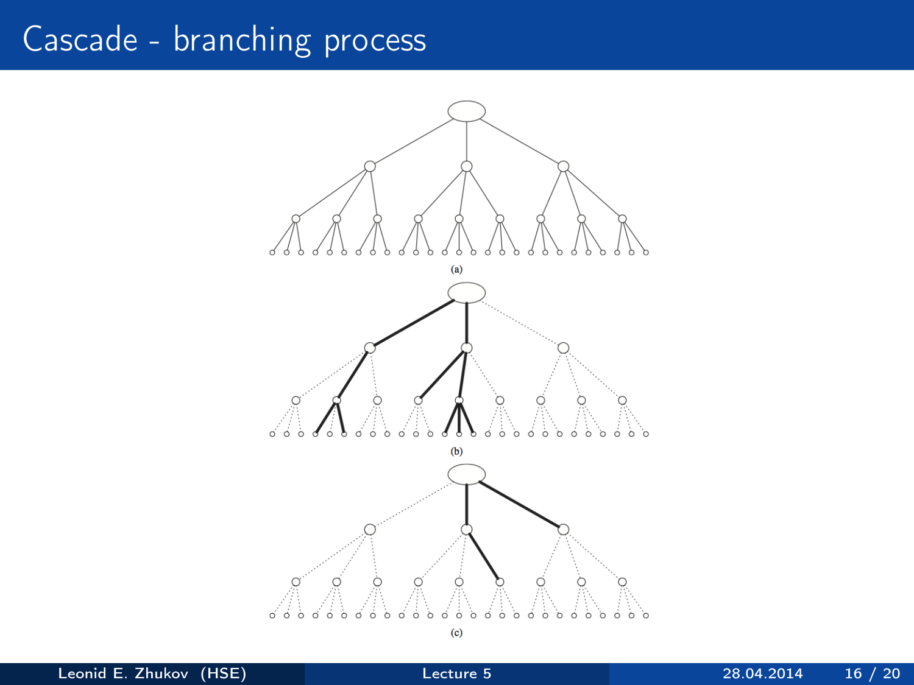# Cascade - branching process

(a)

(b)

(c)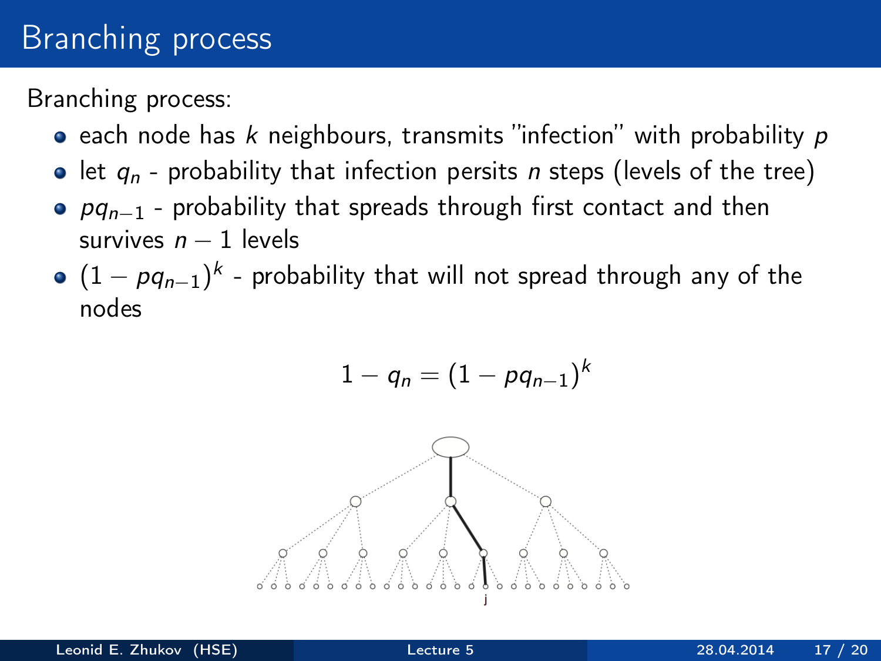# Branching process

Branching process:

- each node has $k$ neighbours, transmits "infection" with probability $p$
- let $q_n$ - probability that infection persits $n$ steps (levels of the tree)
- $pq_{n-1}$ - probability that spreads through first contact and then survives $n-1$ levels
- $(1 - pq_{n-1})^k$ - probability that will not spread through any of the nodes

$$1 - q_n = (1 - pq_{n-1})^k$$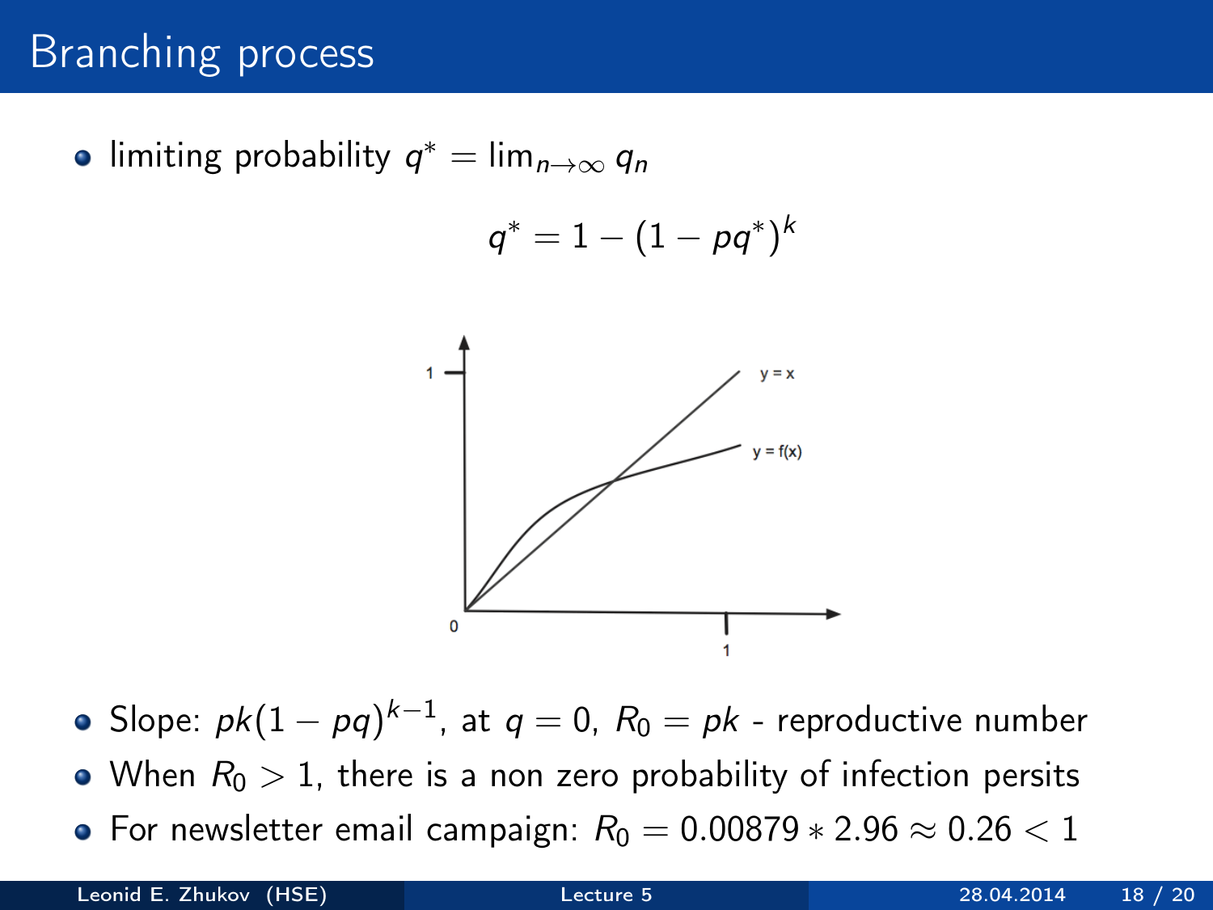# Branching process

- limiting probability $q^* = \lim_{n \to \infty} q_n$

$$q^* = 1 - (1 - pq^*)^k$$

- Slope: $pk(1 - pq)^{k-1}$, at $q = 0$, $R_0 = pk$ - reproductive number
- When $R_0 > 1$, there is a non zero probability of infection persits
- For newsletter email campaign: $R_0 = 0.00879 * 2.96 \approx 0.26 < 1$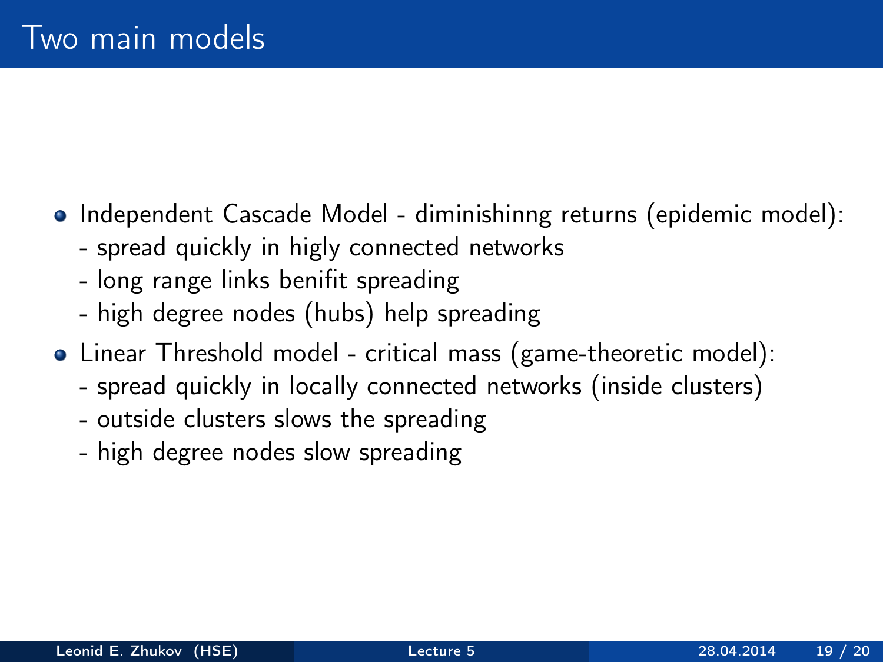# Two main models

- Independent Cascade Model - diminishinng returns (epidemic model):
  - spread quickly in higly connected networks
  - long range links benifit spreading
  - high degree nodes (hubs) help spreading
- Linear Threshold model - critical mass (game-theoretic model):
  - spread quickly in locally connected networks (inside clusters)
  - outside clusters slows the spreading
  - high degree nodes slow spreading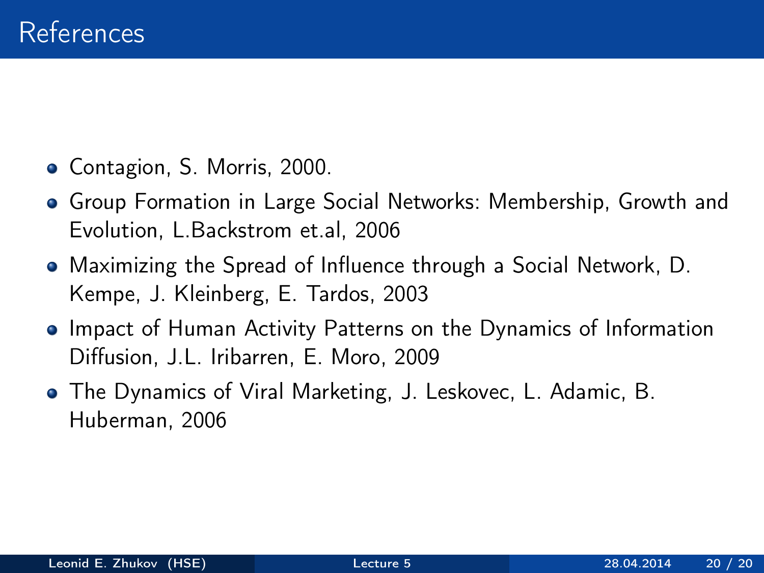# References

- Contagion, S. Morris, 2000.
- Group Formation in Large Social Networks: Membership, Growth and Evolution, L.Backstrom et.al, 2006
- Maximizing the Spread of Influence through a Social Network, D. Kempe, J. Kleinberg, E. Tardos, 2003
- Impact of Human Activity Patterns on the Dynamics of Information Diffusion, J.L. Iribarren, E. Moro, 2009
- The Dynamics of Viral Marketing, J. Leskovec, L. Adamic, B. Huberman, 2006